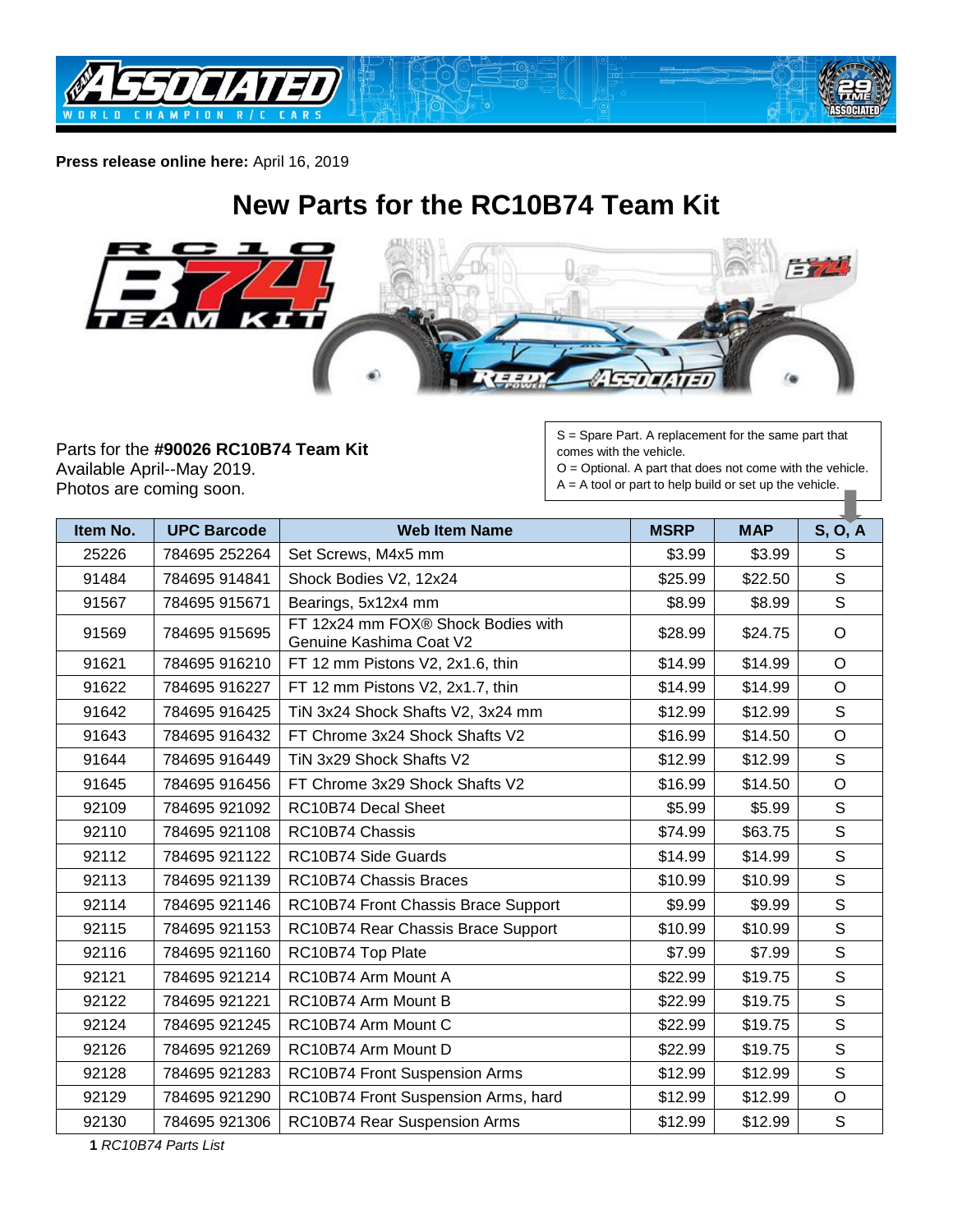**Press release online here:** April 16, 2019

# New Parts for the RC10B74 Team Kit

Parts for the **#90026 RC10B74 Team Kit**
Available April--May 2019.
Photos are coming soon.

S = Spare Part. A replacement for the same part that comes with the vehicle.
O = Optional. A part that does not come with the vehicle.
A = A tool or part to help build or set up the vehicle.

| Item No. | UPC Barcode | Web Item Name | MSRP | MAP | S, O, A |
|---|---|---|---|---|---|
| 25226 | 784695 252264 | Set Screws, M4x5 mm | $3.99 | $3.99 | S |
| 91484 | 784695 914841 | Shock Bodies V2, 12x24 | $25.99 | $22.50 | S |
| 91567 | 784695 915671 | Bearings, 5x12x4 mm | $8.99 | $8.99 | S |
| 91569 | 784695 915695 | FT 12x24 mm FOX® Shock Bodies with Genuine Kashima Coat V2 | $28.99 | $24.75 | O |
| 91621 | 784695 916210 | FT 12 mm Pistons V2, 2x1.6, thin | $14.99 | $14.99 | O |
| 91622 | 784695 916227 | FT 12 mm Pistons V2, 2x1.7, thin | $14.99 | $14.99 | O |
| 91642 | 784695 916425 | TiN 3x24 Shock Shafts V2, 3x24 mm | $12.99 | $12.99 | S |
| 91643 | 784695 916432 | FT Chrome 3x24 Shock Shafts V2 | $16.99 | $14.50 | O |
| 91644 | 784695 916449 | TiN 3x29 Shock Shafts V2 | $12.99 | $12.99 | S |
| 91645 | 784695 916456 | FT Chrome 3x29 Shock Shafts V2 | $16.99 | $14.50 | O |
| 92109 | 784695 921092 | RC10B74 Decal Sheet | $5.99 | $5.99 | S |
| 92110 | 784695 921108 | RC10B74 Chassis | $74.99 | $63.75 | S |
| 92112 | 784695 921122 | RC10B74 Side Guards | $14.99 | $14.99 | S |
| 92113 | 784695 921139 | RC10B74 Chassis Braces | $10.99 | $10.99 | S |
| 92114 | 784695 921146 | RC10B74 Front Chassis Brace Support | $9.99 | $9.99 | S |
| 92115 | 784695 921153 | RC10B74 Rear Chassis Brace Support | $10.99 | $10.99 | S |
| 92116 | 784695 921160 | RC10B74 Top Plate | $7.99 | $7.99 | S |
| 92121 | 784695 921214 | RC10B74 Arm Mount A | $22.99 | $19.75 | S |
| 92122 | 784695 921221 | RC10B74 Arm Mount B | $22.99 | $19.75 | S |
| 92124 | 784695 921245 | RC10B74 Arm Mount C | $22.99 | $19.75 | S |
| 92126 | 784695 921269 | RC10B74 Arm Mount D | $22.99 | $19.75 | S |
| 92128 | 784695 921283 | RC10B74 Front Suspension Arms | $12.99 | $12.99 | S |
| 92129 | 784695 921290 | RC10B74 Front Suspension Arms, hard | $12.99 | $12.99 | O |
| 92130 | 784695 921306 | RC10B74 Rear Suspension Arms | $12.99 | $12.99 | S |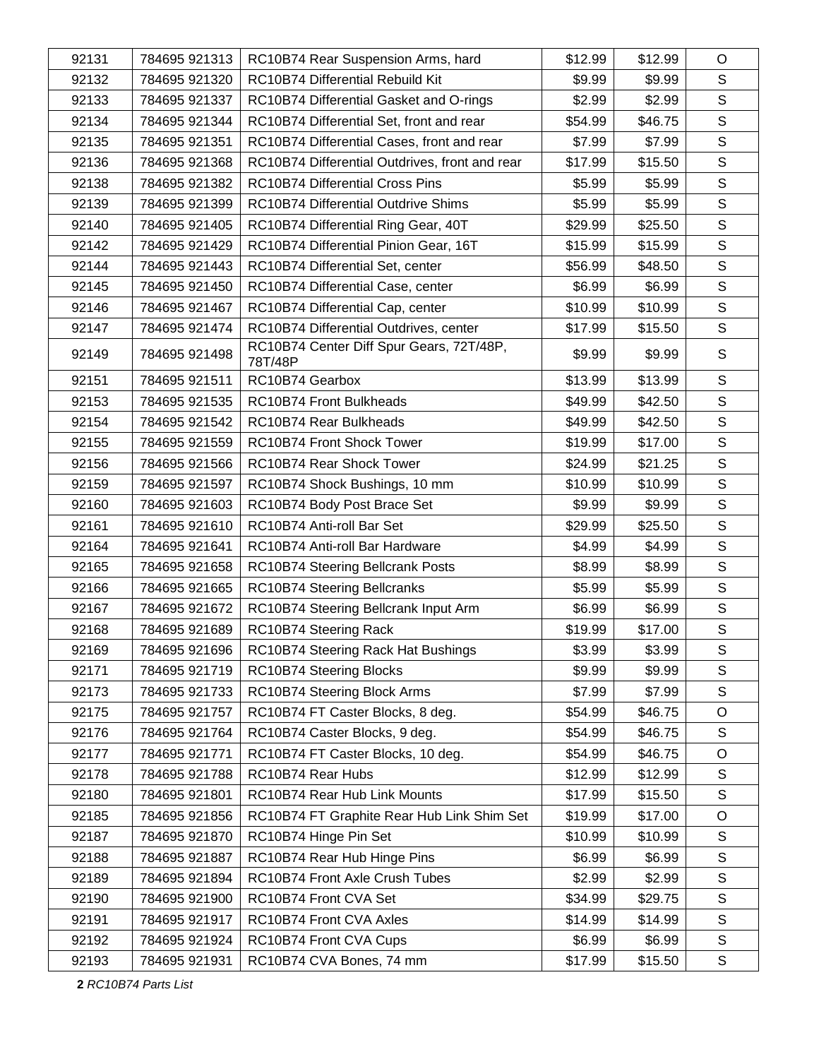| 92131 | 784695 921313 | RC10B74 Rear Suspension Arms, hard | $12.99 | $12.99 | O |
|---|---|---|---|---|---|
| 92132 | 784695 921320 | RC10B74 Differential Rebuild Kit | $9.99 | $9.99 | S |
| 92133 | 784695 921337 | RC10B74 Differential Gasket and O-rings | $2.99 | $2.99 | S |
| 92134 | 784695 921344 | RC10B74 Differential Set, front and rear | $54.99 | $46.75 | S |
| 92135 | 784695 921351 | RC10B74 Differential Cases, front and rear | $7.99 | $7.99 | S |
| 92136 | 784695 921368 | RC10B74 Differential Outdrives, front and rear | $17.99 | $15.50 | S |
| 92138 | 784695 921382 | RC10B74 Differential Cross Pins | $5.99 | $5.99 | S |
| 92139 | 784695 921399 | RC10B74 Differential Outdrive Shims | $5.99 | $5.99 | S |
| 92140 | 784695 921405 | RC10B74 Differential Ring Gear, 40T | $29.99 | $25.50 | S |
| 92142 | 784695 921429 | RC10B74 Differential Pinion Gear, 16T | $15.99 | $15.99 | S |
| 92144 | 784695 921443 | RC10B74 Differential Set, center | $56.99 | $48.50 | S |
| 92145 | 784695 921450 | RC10B74 Differential Case, center | $6.99 | $6.99 | S |
| 92146 | 784695 921467 | RC10B74 Differential Cap, center | $10.99 | $10.99 | S |
| 92147 | 784695 921474 | RC10B74 Differential Outdrives, center | $17.99 | $15.50 | S |
| 92149 | 784695 921498 | RC10B74 Center Diff Spur Gears, 72T/48P, 78T/48P | $9.99 | $9.99 | S |
| 92151 | 784695 921511 | RC10B74 Gearbox | $13.99 | $13.99 | S |
| 92153 | 784695 921535 | RC10B74 Front Bulkheads | $49.99 | $42.50 | S |
| 92154 | 784695 921542 | RC10B74 Rear Bulkheads | $49.99 | $42.50 | S |
| 92155 | 784695 921559 | RC10B74 Front Shock Tower | $19.99 | $17.00 | S |
| 92156 | 784695 921566 | RC10B74 Rear Shock Tower | $24.99 | $21.25 | S |
| 92159 | 784695 921597 | RC10B74 Shock Bushings, 10 mm | $10.99 | $10.99 | S |
| 92160 | 784695 921603 | RC10B74 Body Post Brace Set | $9.99 | $9.99 | S |
| 92161 | 784695 921610 | RC10B74 Anti-roll Bar Set | $29.99 | $25.50 | S |
| 92164 | 784695 921641 | RC10B74 Anti-roll Bar Hardware | $4.99 | $4.99 | S |
| 92165 | 784695 921658 | RC10B74 Steering Bellcrank Posts | $8.99 | $8.99 | S |
| 92166 | 784695 921665 | RC10B74 Steering Bellcranks | $5.99 | $5.99 | S |
| 92167 | 784695 921672 | RC10B74 Steering Bellcrank Input Arm | $6.99 | $6.99 | S |
| 92168 | 784695 921689 | RC10B74 Steering Rack | $19.99 | $17.00 | S |
| 92169 | 784695 921696 | RC10B74 Steering Rack Hat Bushings | $3.99 | $3.99 | S |
| 92171 | 784695 921719 | RC10B74 Steering Blocks | $9.99 | $9.99 | S |
| 92173 | 784695 921733 | RC10B74 Steering Block Arms | $7.99 | $7.99 | S |
| 92175 | 784695 921757 | RC10B74 FT Caster Blocks, 8 deg. | $54.99 | $46.75 | O |
| 92176 | 784695 921764 | RC10B74 Caster Blocks, 9 deg. | $54.99 | $46.75 | S |
| 92177 | 784695 921771 | RC10B74 FT Caster Blocks, 10 deg. | $54.99 | $46.75 | O |
| 92178 | 784695 921788 | RC10B74 Rear Hubs | $12.99 | $12.99 | S |
| 92180 | 784695 921801 | RC10B74 Rear Hub Link Mounts | $17.99 | $15.50 | S |
| 92185 | 784695 921856 | RC10B74 FT Graphite Rear Hub Link Shim Set | $19.99 | $17.00 | O |
| 92187 | 784695 921870 | RC10B74 Hinge Pin Set | $10.99 | $10.99 | S |
| 92188 | 784695 921887 | RC10B74 Rear Hub Hinge Pins | $6.99 | $6.99 | S |
| 92189 | 784695 921894 | RC10B74 Front Axle Crush Tubes | $2.99 | $2.99 | S |
| 92190 | 784695 921900 | RC10B74 Front CVA Set | $34.99 | $29.75 | S |
| 92191 | 784695 921917 | RC10B74 Front CVA Axles | $14.99 | $14.99 | S |
| 92192 | 784695 921924 | RC10B74 Front CVA Cups | $6.99 | $6.99 | S |
| 92193 | 784695 921931 | RC10B74 CVA Bones, 74 mm | $17.99 | $15.50 | S |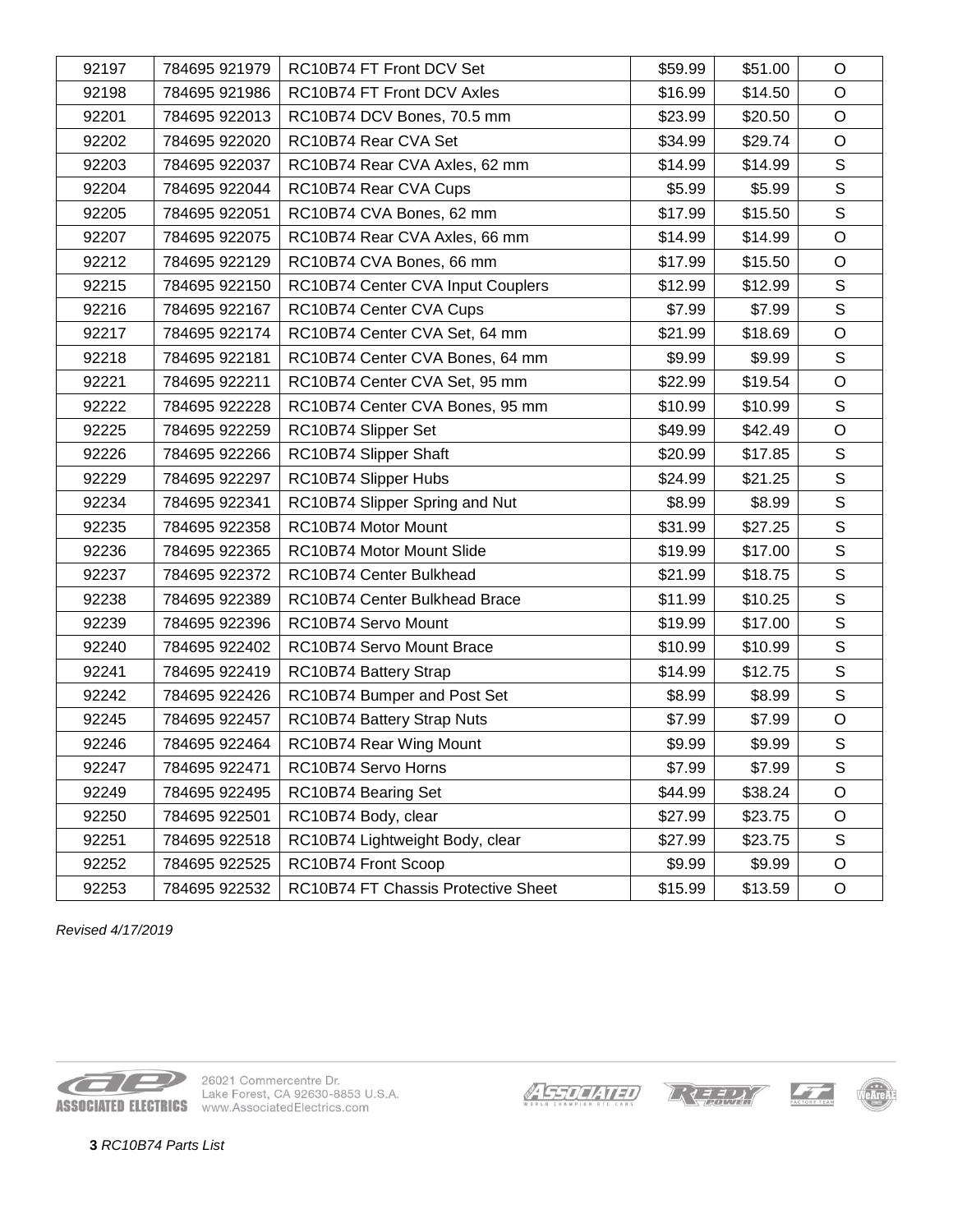| | | | | | |
|---|---|---|---|---|---|
| 92197 | 784695 921979 | RC10B74 FT Front DCV Set | $59.99 | $51.00 | O |
| 92198 | 784695 921986 | RC10B74 FT Front DCV Axles | $16.99 | $14.50 | O |
| 92201 | 784695 922013 | RC10B74 DCV Bones, 70.5 mm | $23.99 | $20.50 | O |
| 92202 | 784695 922020 | RC10B74 Rear CVA Set | $34.99 | $29.74 | O |
| 92203 | 784695 922037 | RC10B74 Rear CVA Axles, 62 mm | $14.99 | $14.99 | S |
| 92204 | 784695 922044 | RC10B74 Rear CVA Cups | $5.99 | $5.99 | S |
| 92205 | 784695 922051 | RC10B74 CVA Bones, 62 mm | $17.99 | $15.50 | S |
| 92207 | 784695 922075 | RC10B74 Rear CVA Axles, 66 mm | $14.99 | $14.99 | O |
| 92212 | 784695 922129 | RC10B74 CVA Bones, 66 mm | $17.99 | $15.50 | O |
| 92215 | 784695 922150 | RC10B74 Center CVA Input Couplers | $12.99 | $12.99 | S |
| 92216 | 784695 922167 | RC10B74 Center CVA Cups | $7.99 | $7.99 | S |
| 92217 | 784695 922174 | RC10B74 Center CVA Set, 64 mm | $21.99 | $18.69 | O |
| 92218 | 784695 922181 | RC10B74 Center CVA Bones, 64 mm | $9.99 | $9.99 | S |
| 92221 | 784695 922211 | RC10B74 Center CVA Set, 95 mm | $22.99 | $19.54 | O |
| 92222 | 784695 922228 | RC10B74 Center CVA Bones, 95 mm | $10.99 | $10.99 | S |
| 92225 | 784695 922259 | RC10B74 Slipper Set | $49.99 | $42.49 | O |
| 92226 | 784695 922266 | RC10B74 Slipper Shaft | $20.99 | $17.85 | S |
| 92229 | 784695 922297 | RC10B74 Slipper Hubs | $24.99 | $21.25 | S |
| 92234 | 784695 922341 | RC10B74 Slipper Spring and Nut | $8.99 | $8.99 | S |
| 92235 | 784695 922358 | RC10B74 Motor Mount | $31.99 | $27.25 | S |
| 92236 | 784695 922365 | RC10B74 Motor Mount Slide | $19.99 | $17.00 | S |
| 92237 | 784695 922372 | RC10B74 Center Bulkhead | $21.99 | $18.75 | S |
| 92238 | 784695 922389 | RC10B74 Center Bulkhead Brace | $11.99 | $10.25 | S |
| 92239 | 784695 922396 | RC10B74 Servo Mount | $19.99 | $17.00 | S |
| 92240 | 784695 922402 | RC10B74 Servo Mount Brace | $10.99 | $10.99 | S |
| 92241 | 784695 922419 | RC10B74 Battery Strap | $14.99 | $12.75 | S |
| 92242 | 784695 922426 | RC10B74 Bumper and Post Set | $8.99 | $8.99 | S |
| 92245 | 784695 922457 | RC10B74 Battery Strap Nuts | $7.99 | $7.99 | O |
| 92246 | 784695 922464 | RC10B74 Rear Wing Mount | $9.99 | $9.99 | S |
| 92247 | 784695 922471 | RC10B74 Servo Horns | $7.99 | $7.99 | S |
| 92249 | 784695 922495 | RC10B74 Bearing Set | $44.99 | $38.24 | O |
| 92250 | 784695 922501 | RC10B74 Body, clear | $27.99 | $23.75 | O |
| 92251 | 784695 922518 | RC10B74 Lightweight Body, clear | $27.99 | $23.75 | S |
| 92252 | 784695 922525 | RC10B74 Front Scoop | $9.99 | $9.99 | O |
| 92253 | 784695 922532 | RC10B74 FT Chassis Protective Sheet | $15.99 | $13.59 | O |

*Revised 4/17/2019*